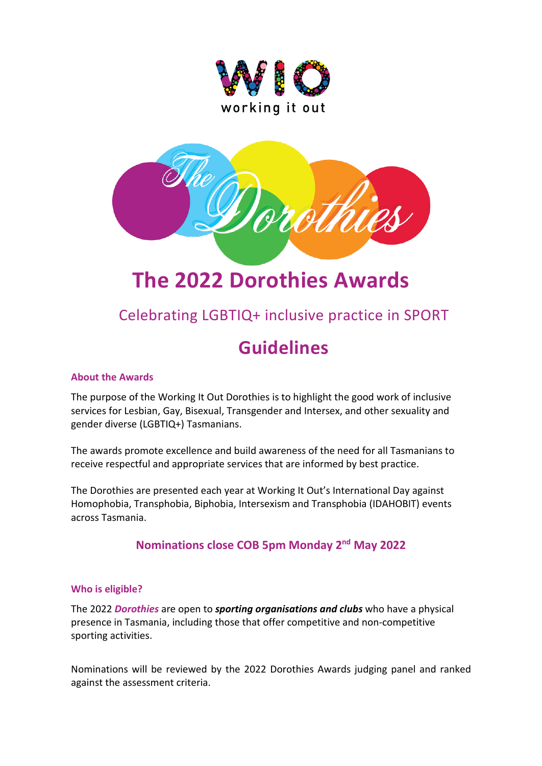WIO
working it out

The Dorothies

# The 2022 Dorothies Awards

## Celebrating LGBTIQ+ inclusive practice in SPORT

# Guidelines

### About the Awards

The purpose of the Working It Out Dorothies is to highlight the good work of inclusive services for Lesbian, Gay, Bisexual, Transgender and Intersex, and other sexuality and gender diverse (LGBTIQ+) Tasmanians.

The awards promote excellence and build awareness of the need for all Tasmanians to receive respectful and appropriate services that are informed by best practice.

The Dorothies are presented each year at Working It Out's International Day against Homophobia, Transphobia, Biphobia, Intersexism and Transphobia (IDAHOBIT) events across Tasmania.

**Nominations close COB 5pm Monday 2nd May 2022**

### Who is eligible?

The 2022 ***Dorothies*** are open to ***sporting organisations and clubs*** who have a physical presence in Tasmania, including those that offer competitive and non-competitive sporting activities.

Nominations will be reviewed by the 2022 Dorothies Awards judging panel and ranked against the assessment criteria.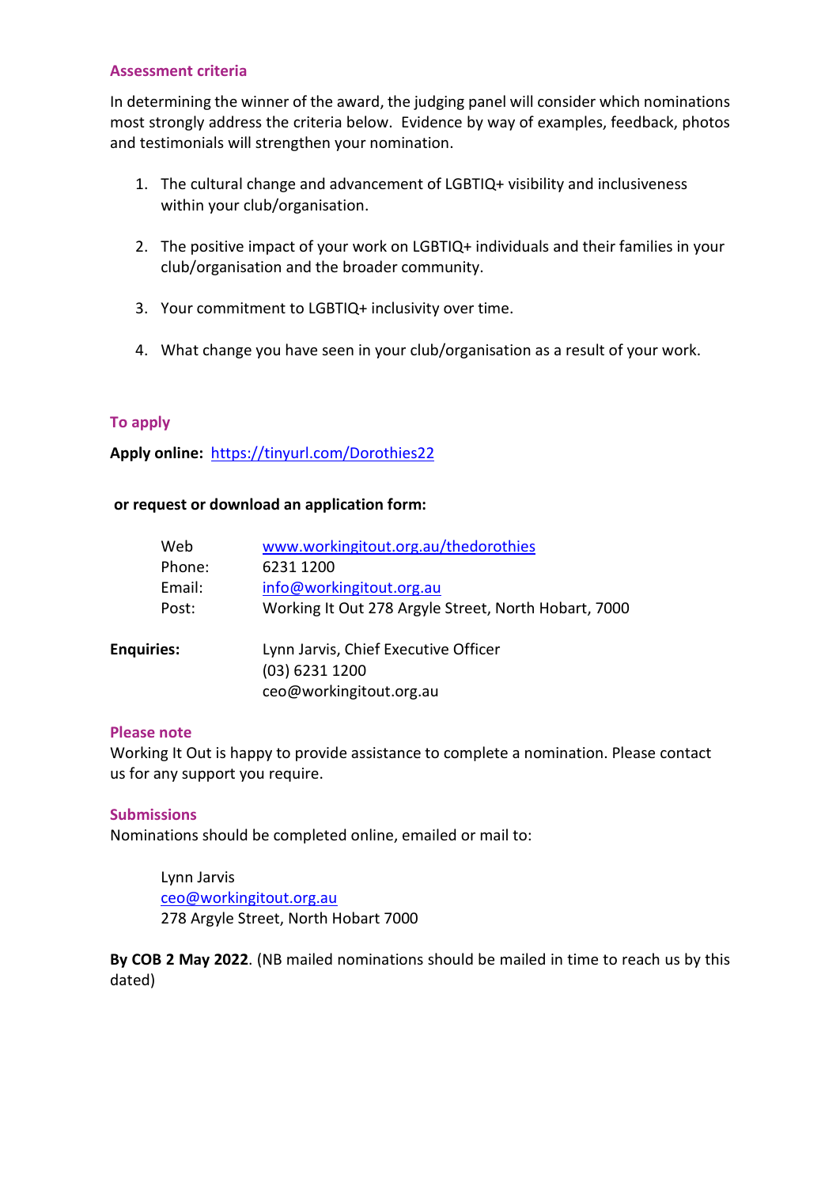## Assessment criteria

In determining the winner of the award, the judging panel will consider which nominations most strongly address the criteria below. Evidence by way of examples, feedback, photos and testimonials will strengthen your nomination.

1. The cultural change and advancement of LGBTIQ+ visibility and inclusiveness within your club/organisation.

2. The positive impact of your work on LGBTIQ+ individuals and their families in your club/organisation and the broader community.

3. Your commitment to LGBTIQ+ inclusivity over time.

4. What change you have seen in your club/organisation as a result of your work.

## To apply

**Apply online:** https://tinyurl.com/Dorothies22

**or request or download an application form:**

| | |
|---|---|
| Web | www.workingitout.org.au/thedorothies |
| Phone: | 6231 1200 |
| Email: | info@workingitout.org.au |
| Post: | Working It Out 278 Argyle Street, North Hobart, 7000 |

**Enquiries:** Lynn Jarvis, Chief Executive Officer
(03) 6231 1200
ceo@workingitout.org.au

## Please note

Working It Out is happy to provide assistance to complete a nomination. Please contact us for any support you require.

## Submissions

Nominations should be completed online, emailed or mail to:

Lynn Jarvis
ceo@workingitout.org.au
278 Argyle Street, North Hobart 7000

**By COB 2 May 2022**. (NB mailed nominations should be mailed in time to reach us by this dated)